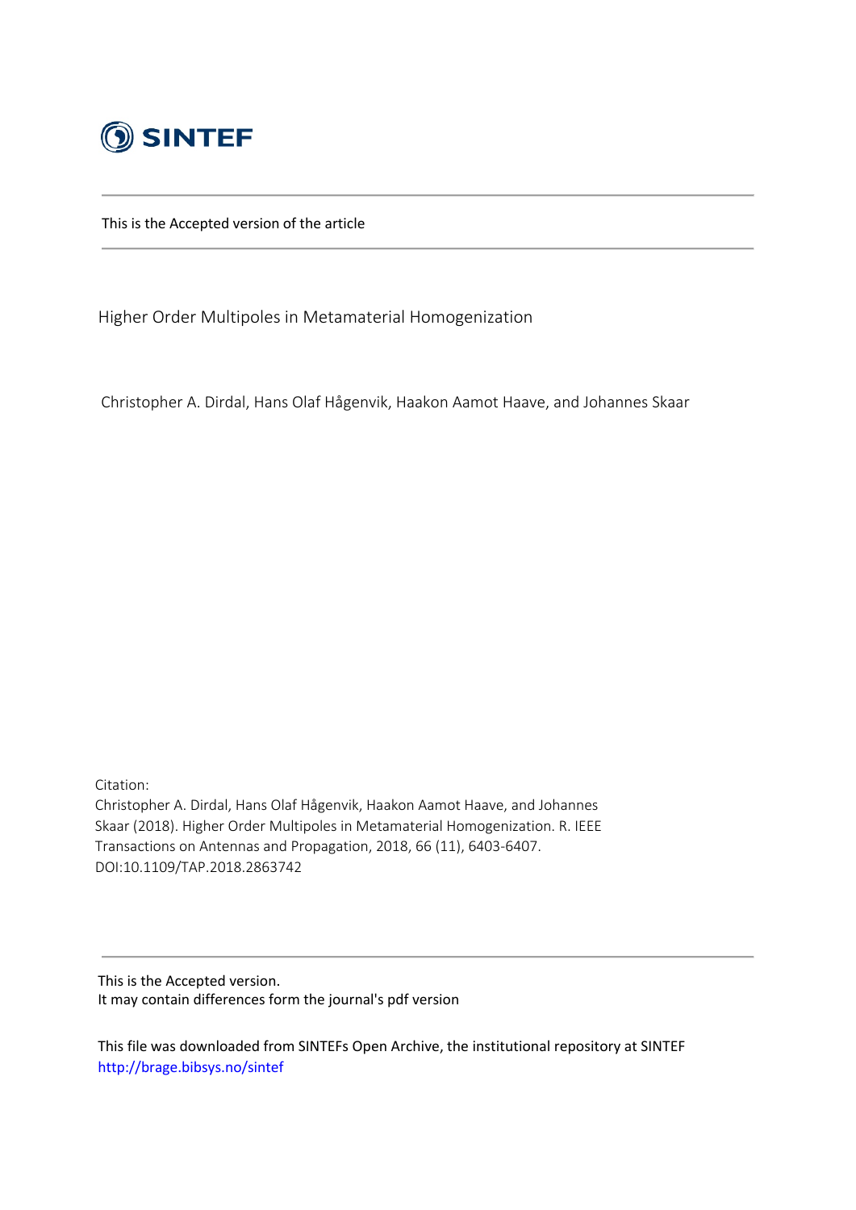SINTEF

This is the Accepted version of the article

# Higher Order Multipoles in Metamaterial Homogenization

Christopher A. Dirdal, Hans Olaf Hågenvik, Haakon Aamot Haave, and Johannes Skaar

Citation:
Christopher A. Dirdal, Hans Olaf Hågenvik, Haakon Aamot Haave, and Johannes Skaar (2018). Higher Order Multipoles in Metamaterial Homogenization. R. IEEE Transactions on Antennas and Propagation, 2018, 66 (11), 6403-6407. DOI:10.1109/TAP.2018.2863742

This is the Accepted version.
It may contain differences form the journal's pdf version

This file was downloaded from SINTEFs Open Archive, the institutional repository at SINTEF
http://brage.bibsys.no/sintef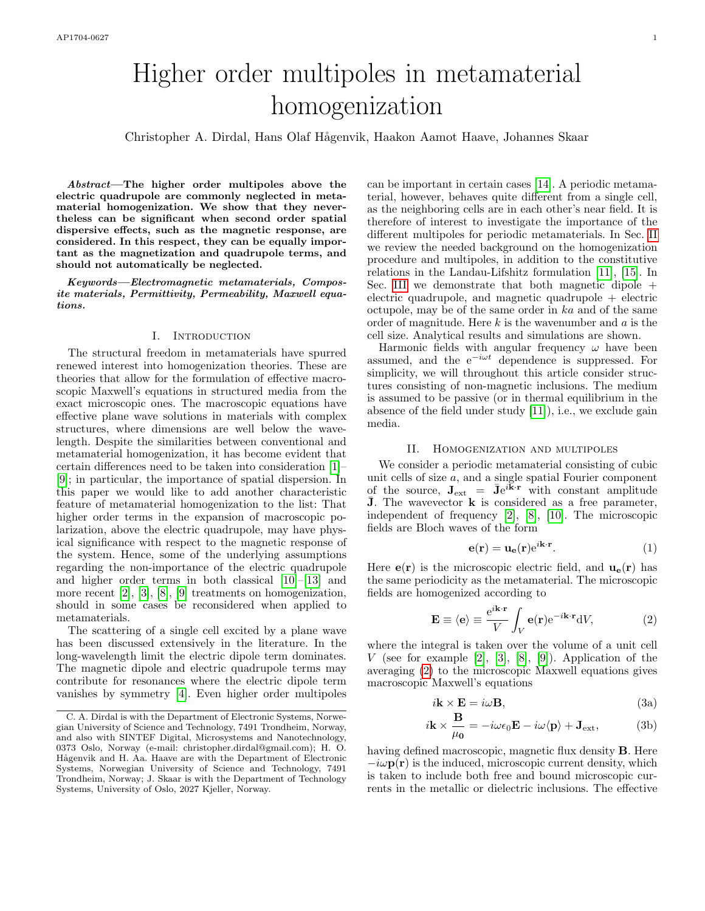# Higher order multipoles in metamaterial homogenization

Christopher A. Dirdal, Hans Olaf Hågenvik, Haakon Aamot Haave, Johannes Skaar

***Abstract*—The higher order multipoles above the electric quadrupole are commonly neglected in metamaterial homogenization. We show that they nevertheless can be significant when second order spatial dispersive effects, such as the magnetic response, are considered. In this respect, they can be equally important as the magnetization and quadrupole terms, and should not automatically be neglected.**

***Keywords*—Electromagnetic metamaterials, Composite materials, Permittivity, Permeability, Maxwell equations.**

## I. Introduction

The structural freedom in metamaterials have spurred renewed interest into homogenization theories. These are theories that allow for the formulation of effective macroscopic Maxwell's equations in structured media from the exact microscopic ones. The macroscopic equations have effective plane wave solutions in materials with complex structures, where dimensions are well below the wavelength. Despite the similarities between conventional and metamaterial homogenization, it has become evident that certain differences need to be taken into consideration [1]–[9]; in particular, the importance of spatial dispersion. In this paper we would like to add another characteristic feature of metamaterial homogenization to the list: That higher order terms in the expansion of macroscopic polarization, above the electric quadrupole, may have physical significance with respect to the magnetic response of the system. Hence, some of the underlying assumptions regarding the non-importance of the electric quadrupole and higher order terms in both classical [10]–[13] and more recent [2], [3], [8], [9] treatments on homogenization, should in some cases be reconsidered when applied to metamaterials.

The scattering of a single cell excited by a plane wave has been discussed extensively in the literature. In the long-wavelength limit the electric dipole term dominates. The magnetic dipole and electric quadrupole terms may contribute for resonances where the electric dipole term vanishes by symmetry [4]. Even higher order multipoles can be important in certain cases [14]. A periodic metamaterial, however, behaves quite different from a single cell, as the neighboring cells are in each other's near field. It is therefore of interest to investigate the importance of the different multipoles for periodic metamaterials. In Sec. II we review the needed background on the homogenization procedure and multipoles, in addition to the constitutive relations in the Landau-Lifshitz formulation [11], [15]. In Sec. III we demonstrate that both magnetic dipole + electric quadrupole, and magnetic quadrupole + electric octupole, may be of the same order in $ka$ and of the same order of magnitude. Here $k$ is the wavenumber and $a$ is the cell size. Analytical results and simulations are shown.

Harmonic fields with angular frequency $\omega$ have been assumed, and the $\mathrm{e}^{-i\omega t}$ dependence is suppressed. For simplicity, we will throughout this article consider structures consisting of non-magnetic inclusions. The medium is assumed to be passive (or in thermal equilibrium in the absence of the field under study [11]), i.e., we exclude gain media.

## II. Homogenization and multipoles

We consider a periodic metamaterial consisting of cubic unit cells of size $a$, and a single spatial Fourier component of the source, $\mathbf{J}_{\text{ext}} = \bar{\mathbf{J}}\mathrm{e}^{i\mathbf{k}\cdot\mathbf{r}}$ with constant amplitude $\bar{\mathbf{J}}$. The wavevector $\mathbf{k}$ is considered as a free parameter, independent of frequency [2], [8], [10]. The microscopic fields are Bloch waves of the form

$$\mathbf{e}(\mathbf{r}) = \mathbf{u_e}(\mathbf{r})\mathrm{e}^{i\mathbf{k}\cdot\mathbf{r}}. \tag{1}$$

Here $\mathbf{e}(\mathbf{r})$ is the microscopic electric field, and $\mathbf{u_e}(\mathbf{r})$ has the same periodicity as the metamaterial. The microscopic fields are homogenized according to

$$\mathbf{E} \equiv \langle \mathbf{e} \rangle \equiv \frac{\mathrm{e}^{i\mathbf{k}\cdot\mathbf{r}}}{V}\int_V \mathbf{e}(\mathbf{r})\mathrm{e}^{-i\mathbf{k}\cdot\mathbf{r}}\mathrm{d}V, \tag{2}$$

where the integral is taken over the volume of a unit cell $V$ (see for example [2], [3], [8], [9]). Application of the averaging (2) to the microscopic Maxwell equations gives macroscopic Maxwell's equations

$$i\mathbf{k}\times\mathbf{E} = i\omega\mathbf{B}, \tag{3a}$$

$$i\mathbf{k}\times\frac{\mathbf{B}}{\mu_0} = -i\omega\epsilon_0\mathbf{E} - i\omega\langle\mathbf{p}\rangle + \mathbf{J}_{\text{ext}}, \tag{3b}$$

having defined macroscopic, magnetic flux density $\mathbf{B}$. Here $-i\omega\mathbf{p}(\mathbf{r})$ is the induced, microscopic current density, which is taken to include both free and bound microscopic currents in the metallic or dielectric inclusions. The effective

C. A. Dirdal is with the Department of Electronic Systems, Norwegian University of Science and Technology, 7491 Trondheim, Norway, and also with SINTEF Digital, Microsystems and Nanotechnology, 0373 Oslo, Norway (e-mail: christopher.dirdal@gmail.com); H. O. Hågenvik and H. Aa. Haave are with the Department of Electronic Systems, Norwegian University of Science and Technology, 7491 Trondheim, Norway; J. Skaar is with the Department of Technology Systems, University of Oslo, 2027 Kjeller, Norway.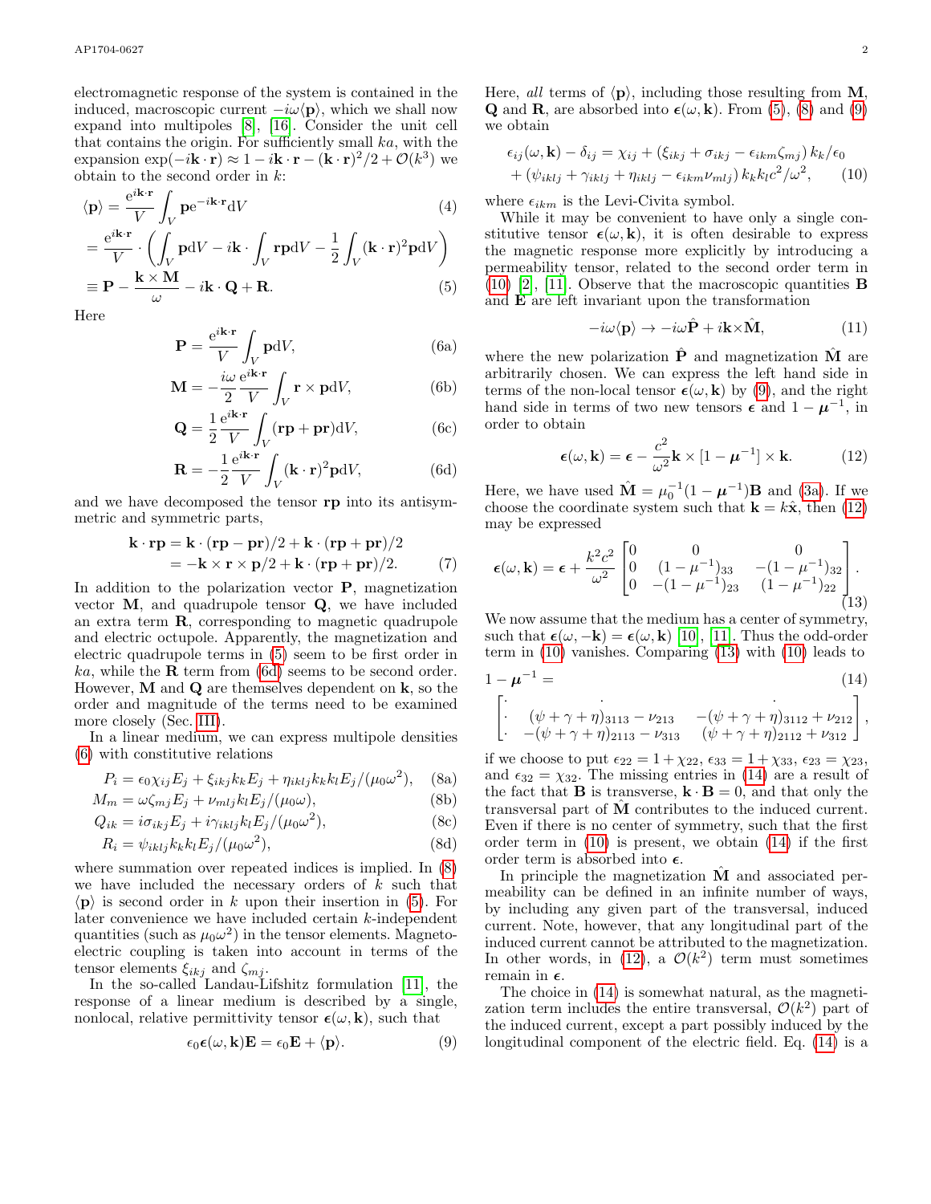electromagnetic response of the system is contained in the induced, macroscopic current $-i\omega\langle\mathbf{p}\rangle$, which we shall now expand into multipoles [8], [16]. Consider the unit cell that contains the origin. For sufficiently small $ka$, with the expansion $\exp(-i\mathbf{k}\cdot\mathbf{r}) \approx 1 - i\mathbf{k}\cdot\mathbf{r} - (\mathbf{k}\cdot\mathbf{r})^2/2 + \mathcal{O}(k^3)$ we obtain to the second order in $k$:

$$\langle\mathbf{p}\rangle = \frac{\mathrm{e}^{i\mathbf{k}\cdot\mathbf{r}}}{V}\int_V \mathbf{p}\mathrm{e}^{-i\mathbf{k}\cdot\mathbf{r}}\mathrm{d}V \tag{4}$$

$$= \frac{\mathrm{e}^{i\mathbf{k}\cdot\mathbf{r}}}{V}\cdot\left(\int_V \mathbf{p}\mathrm{d}V - i\mathbf{k}\cdot\int_V \mathbf{r}\mathbf{p}\mathrm{d}V - \frac{1}{2}\int_V (\mathbf{k}\cdot\mathbf{r})^2\mathbf{p}\mathrm{d}V\right)$$

$$\equiv \mathbf{P} - \frac{\mathbf{k}\times\mathbf{M}}{\omega} - i\mathbf{k}\cdot\mathbf{Q} + \mathbf{R}. \tag{5}$$

Here

$$\mathbf{P} = \frac{\mathrm{e}^{i\mathbf{k}\cdot\mathbf{r}}}{V}\int_V \mathbf{p}\mathrm{d}V, \tag{6a}$$

$$\mathbf{M} = -\frac{i\omega}{2}\frac{\mathrm{e}^{i\mathbf{k}\cdot\mathbf{r}}}{V}\int_V \mathbf{r}\times\mathbf{p}\mathrm{d}V, \tag{6b}$$

$$\mathbf{Q} = \frac{1}{2}\frac{\mathrm{e}^{i\mathbf{k}\cdot\mathbf{r}}}{V}\int_V (\mathbf{r}\mathbf{p}+\mathbf{p}\mathbf{r})\mathrm{d}V, \tag{6c}$$

$$\mathbf{R} = -\frac{1}{2}\frac{\mathrm{e}^{i\mathbf{k}\cdot\mathbf{r}}}{V}\int_V (\mathbf{k}\cdot\mathbf{r})^2\mathbf{p}\mathrm{d}V, \tag{6d}$$

and we have decomposed the tensor $\mathbf{r}\mathbf{p}$ into its antisymmetric and symmetric parts,

$$\begin{aligned}\mathbf{k}\cdot\mathbf{r}\mathbf{p} &= \mathbf{k}\cdot(\mathbf{r}\mathbf{p}-\mathbf{p}\mathbf{r})/2 + \mathbf{k}\cdot(\mathbf{r}\mathbf{p}+\mathbf{p}\mathbf{r})/2 \\ &= -\mathbf{k}\times\mathbf{r}\times\mathbf{p}/2 + \mathbf{k}\cdot(\mathbf{r}\mathbf{p}+\mathbf{p}\mathbf{r})/2.\end{aligned} \tag{7}$$

In addition to the polarization vector $\mathbf{P}$, magnetization vector $\mathbf{M}$, and quadrupole tensor $\mathbf{Q}$, we have included an extra term $\mathbf{R}$, corresponding to magnetic quadrupole and electric octupole. Apparently, the magnetization and electric quadrupole terms in (5) seem to be first order in $ka$, while the $\mathbf{R}$ term from (6d) seems to be second order. However, $\mathbf{M}$ and $\mathbf{Q}$ are themselves dependent on $\mathbf{k}$, so the order and magnitude of the terms need to be examined more closely (Sec. III).

In a linear medium, we can express multipole densities (6) with constitutive relations

$$P_i = \epsilon_0\chi_{ij}E_j + \xi_{ikj}k_kE_j + \eta_{iklj}k_kk_lE_j/(\mu_0\omega^2), \tag{8a}$$

$$M_m = \omega\zeta_{mj}E_j + \nu_{mlj}k_lE_j/(\mu_0\omega), \tag{8b}$$

$$Q_{ik} = i\sigma_{ikj}E_j + i\gamma_{iklj}k_lE_j/(\mu_0\omega^2), \tag{8c}$$

$$R_i = \psi_{iklj}k_kk_lE_j/(\mu_0\omega^2), \tag{8d}$$

where summation over repeated indices is implied. In (8) we have included the necessary orders of $k$ such that $\langle\mathbf{p}\rangle$ is second order in $k$ upon their insertion in (5). For later convenience we have included certain $k$-independent quantities (such as $\mu_0\omega^2$) in the tensor elements. Magnetoelectric coupling is taken into account in terms of the tensor elements $\xi_{ikj}$ and $\zeta_{mj}$.

In the so-called Landau-Lifshitz formulation [11], the response of a linear medium is described by a single, nonlocal, relative permittivity tensor $\boldsymbol{\epsilon}(\omega,\mathbf{k})$, such that

$$\epsilon_0\boldsymbol{\epsilon}(\omega,\mathbf{k})\mathbf{E} = \epsilon_0\mathbf{E} + \langle\mathbf{p}\rangle. \tag{9}$$

Here, *all* terms of $\langle\mathbf{p}\rangle$, including those resulting from $\mathbf{M}$, $\mathbf{Q}$ and $\mathbf{R}$, are absorbed into $\boldsymbol{\epsilon}(\omega,\mathbf{k})$. From (5), (8) and (9) we obtain

$$\begin{aligned}\epsilon_{ij}(\omega,\mathbf{k}) - \delta_{ij} &= \chi_{ij} + (\xi_{ikj} + \sigma_{ikj} - \epsilon_{ikm}\zeta_{mj})\,k_k/\epsilon_0 \\ &+ (\psi_{iklj} + \gamma_{iklj} + \eta_{iklj} - \epsilon_{ikm}\nu_{mlj})\,k_kk_lc^2/\omega^2,\end{aligned} \tag{10}$$

where $\epsilon_{ikm}$ is the Levi-Civita symbol.

While it may be convenient to have only a single constitutive tensor $\boldsymbol{\epsilon}(\omega,\mathbf{k})$, it is often desirable to express the magnetic response more explicitly by introducing a permeability tensor, related to the second order term in (10) [2], [11]. Observe that the macroscopic quantities $\mathbf{B}$ and $\mathbf{E}$ are left invariant upon the transformation

$$-i\omega\langle\mathbf{p}\rangle \to -i\omega\hat{\mathbf{P}} + i\mathbf{k}\times\hat{\mathbf{M}}, \tag{11}$$

where the new polarization $\hat{\mathbf{P}}$ and magnetization $\hat{\mathbf{M}}$ are arbitrarily chosen. We can express the left hand side in terms of the non-local tensor $\boldsymbol{\epsilon}(\omega,\mathbf{k})$ by (9), and the right hand side in terms of two new tensors $\boldsymbol{\epsilon}$ and $1-\boldsymbol{\mu}^{-1}$, in order to obtain

$$\boldsymbol{\epsilon}(\omega,\mathbf{k}) = \boldsymbol{\epsilon} - \frac{c^2}{\omega^2}\mathbf{k}\times[1-\boldsymbol{\mu}^{-1}]\times\mathbf{k}. \tag{12}$$

Here, we have used $\hat{\mathbf{M}} = \mu_0^{-1}(1-\boldsymbol{\mu}^{-1})\mathbf{B}$ and (3a). If we choose the coordinate system such that $\mathbf{k} = k\hat{\mathbf{x}}$, then (12) may be expressed

$$\boldsymbol{\epsilon}(\omega,\mathbf{k}) = \boldsymbol{\epsilon} + \frac{k^2c^2}{\omega^2}\begin{bmatrix}0 & 0 & 0\\ 0 & (1-\mu^{-1})_{33} & -(1-\mu^{-1})_{32}\\ 0 & -(1-\mu^{-1})_{23} & (1-\mu^{-1})_{22}\end{bmatrix}. \tag{13}$$

We now assume that the medium has a center of symmetry, such that $\boldsymbol{\epsilon}(\omega,-\mathbf{k}) = \boldsymbol{\epsilon}(\omega,\mathbf{k})$ [10], [11]. Thus the odd-order term in (10) vanishes. Comparing (13) with (10) leads to

$$1-\boldsymbol{\mu}^{-1} = \begin{bmatrix}\cdot & \cdot & \cdot\\ \cdot & (\psi+\gamma+\eta)_{3113} - \nu_{213} & -(\psi+\gamma+\eta)_{3112} + \nu_{212}\\ \cdot & -(\psi+\gamma+\eta)_{2113} - \nu_{313} & (\psi+\gamma+\eta)_{2112} + \nu_{312}\end{bmatrix}, \tag{14}$$

if we choose to put $\epsilon_{22} = 1+\chi_{22}$, $\epsilon_{33} = 1+\chi_{33}$, $\epsilon_{23} = \chi_{23}$, and $\epsilon_{32} = \chi_{32}$. The missing entries in (14) are a result of the fact that $\mathbf{B}$ is transverse, $\mathbf{k}\cdot\mathbf{B} = 0$, and that only the transversal part of $\hat{\mathbf{M}}$ contributes to the induced current. Even if there is no center of symmetry, such that the first order term in (10) is present, we obtain (14) if the first order term is absorbed into $\boldsymbol{\epsilon}$.

In principle the magnetization $\hat{\mathbf{M}}$ and associated permeability can be defined in an infinite number of ways, by including any given part of the transversal, induced current. Note, however, that any longitudinal part of the induced current cannot be attributed to the magnetization. In other words, in (12), a $\mathcal{O}(k^2)$ term must sometimes remain in $\boldsymbol{\epsilon}$.

The choice in (14) is somewhat natural, as the magnetization term includes the entire transversal, $\mathcal{O}(k^2)$ part of the induced current, except a part possibly induced by the longitudinal component of the electric field. Eq. (14) is a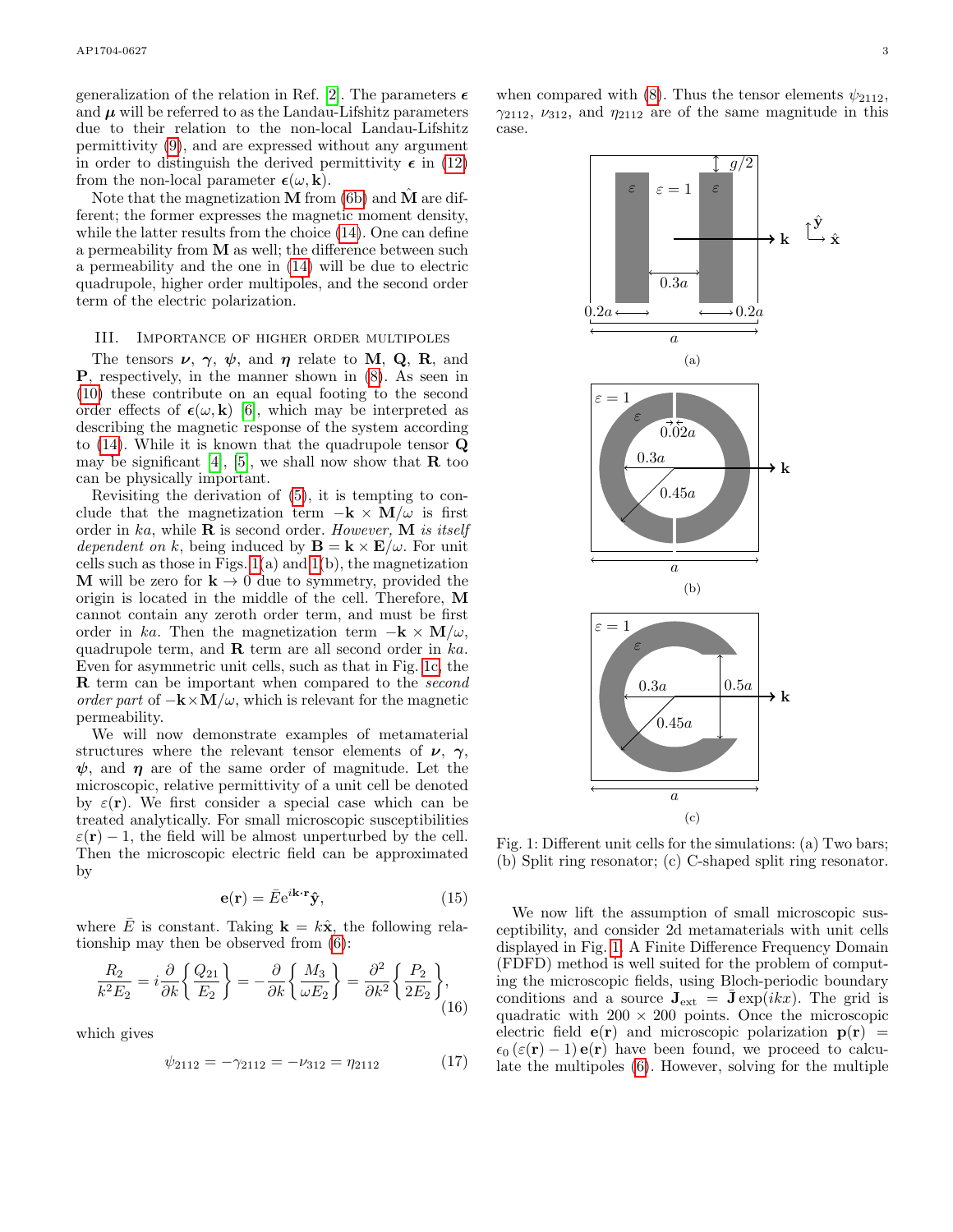generalization of the relation in Ref. [2]. The parameters $\boldsymbol{\epsilon}$ and $\boldsymbol{\mu}$ will be referred to as the Landau-Lifshitz parameters due to their relation to the non-local Landau-Lifshitz permittivity (9), and are expressed without any argument in order to distinguish the derived permittivity $\boldsymbol{\epsilon}$ in (12) from the non-local parameter $\boldsymbol{\epsilon}(\omega, \mathbf{k})$.

Note that the magnetization $\mathbf{M}$ from (6b) and $\hat{\mathbf{M}}$ are different; the former expresses the magnetic moment density, while the latter results from the choice (14). One can define a permeability from $\mathbf{M}$ as well; the difference between such a permeability and the one in (14) will be due to electric quadrupole, higher order multipoles, and the second order term of the electric polarization.

## III. Importance of higher order multipoles

The tensors $\boldsymbol{\nu}$, $\boldsymbol{\gamma}$, $\boldsymbol{\psi}$, and $\boldsymbol{\eta}$ relate to $\mathbf{M}$, $\mathbf{Q}$, $\mathbf{R}$, and $\mathbf{P}$, respectively, in the manner shown in (8). As seen in (10) these contribute on an equal footing to the second order effects of $\boldsymbol{\epsilon}(\omega, \mathbf{k})$ [6], which may be interpreted as describing the magnetic response of the system according to (14). While it is known that the quadrupole tensor $\mathbf{Q}$ may be significant [4], [5], we shall now show that $\mathbf{R}$ too can be physically important.

Revisiting the derivation of (5), it is tempting to conclude that the magnetization term $-\mathbf{k} \times \mathbf{M}/\omega$ is first order in $ka$, while $\mathbf{R}$ is second order. *However,* $\mathbf{M}$ *is itself dependent on* $k$, being induced by $\mathbf{B} = \mathbf{k} \times \mathbf{E}/\omega$. For unit cells such as those in Figs. 1(a) and 1(b), the magnetization $\mathbf{M}$ will be zero for $\mathbf{k} \to 0$ due to symmetry, provided the origin is located in the middle of the cell. Therefore, $\mathbf{M}$ cannot contain any zeroth order term, and must be first order in $ka$. Then the magnetization term $-\mathbf{k} \times \mathbf{M}/\omega$, quadrupole term, and $\mathbf{R}$ term are all second order in $ka$. Even for asymmetric unit cells, such as that in Fig. 1c, the $\mathbf{R}$ term can be important when compared to the *second order part* of $-\mathbf{k} \times \mathbf{M}/\omega$, which is relevant for the magnetic permeability.

We will now demonstrate examples of metamaterial structures where the relevant tensor elements of $\boldsymbol{\nu}$, $\boldsymbol{\gamma}$, $\boldsymbol{\psi}$, and $\boldsymbol{\eta}$ are of the same order of magnitude. Let the microscopic, relative permittivity of a unit cell be denoted by $\varepsilon(\mathbf{r})$. We first consider a special case which can be treated analytically. For small microscopic susceptibilities $\varepsilon(\mathbf{r}) - 1$, the field will be almost unperturbed by the cell. Then the microscopic electric field can be approximated by

$$\mathbf{e}(\mathbf{r}) = \bar{E} e^{i\mathbf{k}\cdot\mathbf{r}} \hat{\mathbf{y}}, \tag{15}$$

where $\bar{E}$ is constant. Taking $\mathbf{k} = k\hat{\mathbf{x}}$, the following relationship may then be observed from (6):

$$\frac{R_2}{k^2 E_2} = i\frac{\partial}{\partial k}\left\{\frac{Q_{21}}{E_2}\right\} = -\frac{\partial}{\partial k}\left\{\frac{M_3}{\omega E_2}\right\} = \frac{\partial^2}{\partial k^2}\left\{\frac{P_2}{2E_2}\right\}, \tag{16}$$

which gives

$$\psi_{2112} = -\gamma_{2112} = -\nu_{312} = \eta_{2112} \tag{17}$$

when compared with (8). Thus the tensor elements $\psi_{2112}$, $\gamma_{2112}$, $\nu_{312}$, and $\eta_{2112}$ are of the same magnitude in this case.

Fig. 1: Different unit cells for the simulations: (a) Two bars; (b) Split ring resonator; (c) C-shaped split ring resonator.

We now lift the assumption of small microscopic susceptibility, and consider 2d metamaterials with unit cells displayed in Fig. 1. A Finite Difference Frequency Domain (FDFD) method is well suited for the problem of computing the microscopic fields, using Bloch-periodic boundary conditions and a source $\mathbf{J}_{\text{ext}} = \bar{\mathbf{J}} \exp(ikx)$. The grid is quadratic with $200 \times 200$ points. Once the microscopic electric field $\mathbf{e}(\mathbf{r})$ and microscopic polarization $\mathbf{p}(\mathbf{r}) = \epsilon_0 (\varepsilon(\mathbf{r}) - 1)\, \mathbf{e}(\mathbf{r})$ have been found, we proceed to calculate the multipoles (6). However, solving for the multiple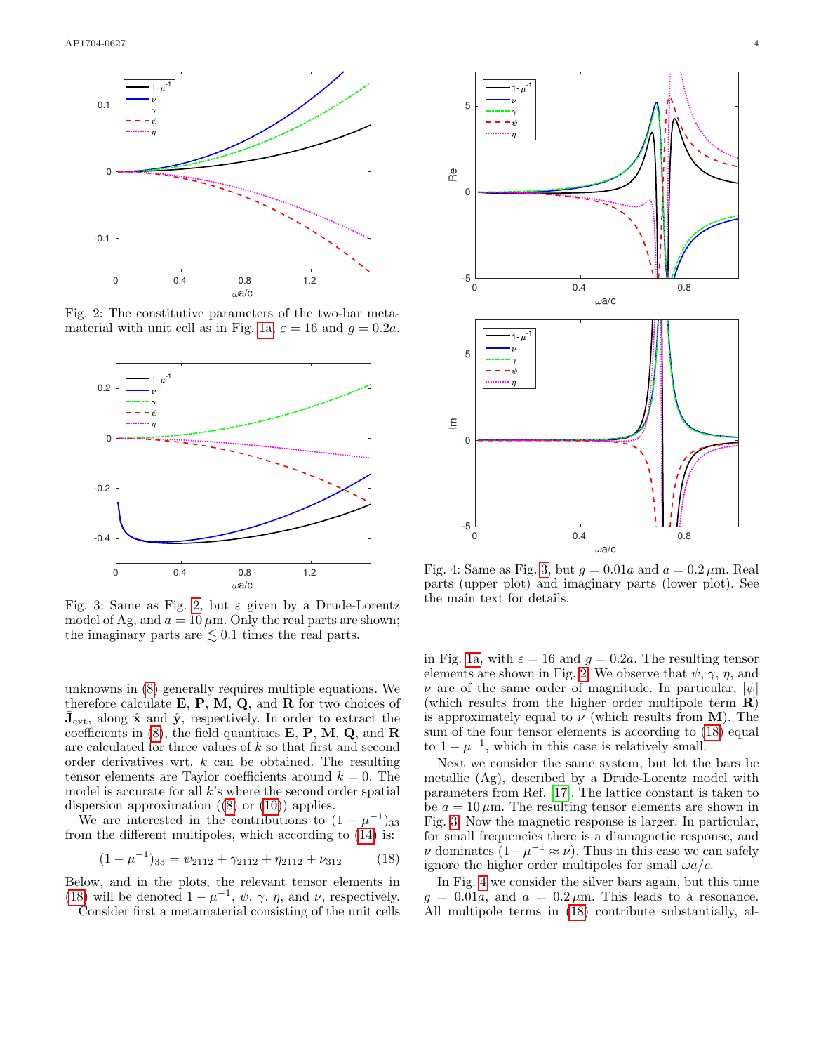Fig. 2: The constitutive parameters of the two-bar metamaterial with unit cell as in Fig. 1a, $\varepsilon = 16$ and $g = 0.2a$.

Fig. 3: Same as Fig. 2, but $\varepsilon$ given by a Drude-Lorentz model of Ag, and $a = 10\,\mu$m. Only the real parts are shown; the imaginary parts are $\lesssim 0.1$ times the real parts.

unknowns in (8) generally requires multiple equations. We therefore calculate $\mathbf{E}$, $\mathbf{P}$, $\mathbf{M}$, $\mathbf{Q}$, and $\mathbf{R}$ for two choices of $\bar{\mathbf{J}}_{\text{ext}}$, along $\hat{\mathbf{x}}$ and $\hat{\mathbf{y}}$, respectively. In order to extract the coefficients in (8), the field quantities $\mathbf{E}$, $\mathbf{P}$, $\mathbf{M}$, $\mathbf{Q}$, and $\mathbf{R}$ are calculated for three values of $k$ so that first and second order derivatives wrt. $k$ can be obtained. The resulting tensor elements are Taylor coefficients around $k = 0$. The model is accurate for all $k$'s where the second order spatial dispersion approximation ((8) or (10)) applies.

We are interested in the contributions to $(1-\mu^{-1})_{33}$ from the different multipoles, which according to (14) is:

$$(1-\mu^{-1})_{33} = \psi_{2112} + \gamma_{2112} + \eta_{2112} + \nu_{312} \tag{18}$$

Below, and in the plots, the relevant tensor elements in (18) will be denoted $1-\mu^{-1}$, $\psi$, $\gamma$, $\eta$, and $\nu$, respectively.

Consider first a metamaterial consisting of the unit cells

Fig. 4: Same as Fig. 3, but $g = 0.01a$ and $a = 0.2\,\mu$m. Real parts (upper plot) and imaginary parts (lower plot). See the main text for details.

in Fig. 1a, with $\varepsilon = 16$ and $g = 0.2a$. The resulting tensor elements are shown in Fig. 2. We observe that $\psi$, $\gamma$, $\eta$, and $\nu$ are of the same order of magnitude. In particular, $|\psi|$ (which results from the higher order multipole term $\mathbf{R}$) is approximately equal to $\nu$ (which results from $\mathbf{M}$). The sum of the four tensor elements is according to (18) equal to $1-\mu^{-1}$, which in this case is relatively small.

Next we consider the same system, but let the bars be metallic (Ag), described by a Drude-Lorentz model with parameters from Ref. [17]. The lattice constant is taken to be $a = 10\,\mu$m. The resulting tensor elements are shown in Fig. 3. Now the magnetic response is larger. In particular, for small frequencies there is a diamagnetic response, and $\nu$ dominates $(1-\mu^{-1} \approx \nu)$. Thus in this case we can safely ignore the higher order multipoles for small $\omega a/c$.

In Fig. 4 we consider the silver bars again, but this time $g = 0.01a$, and $a = 0.2\,\mu$m. This leads to a resonance. All multipole terms in (18) contribute substantially, al-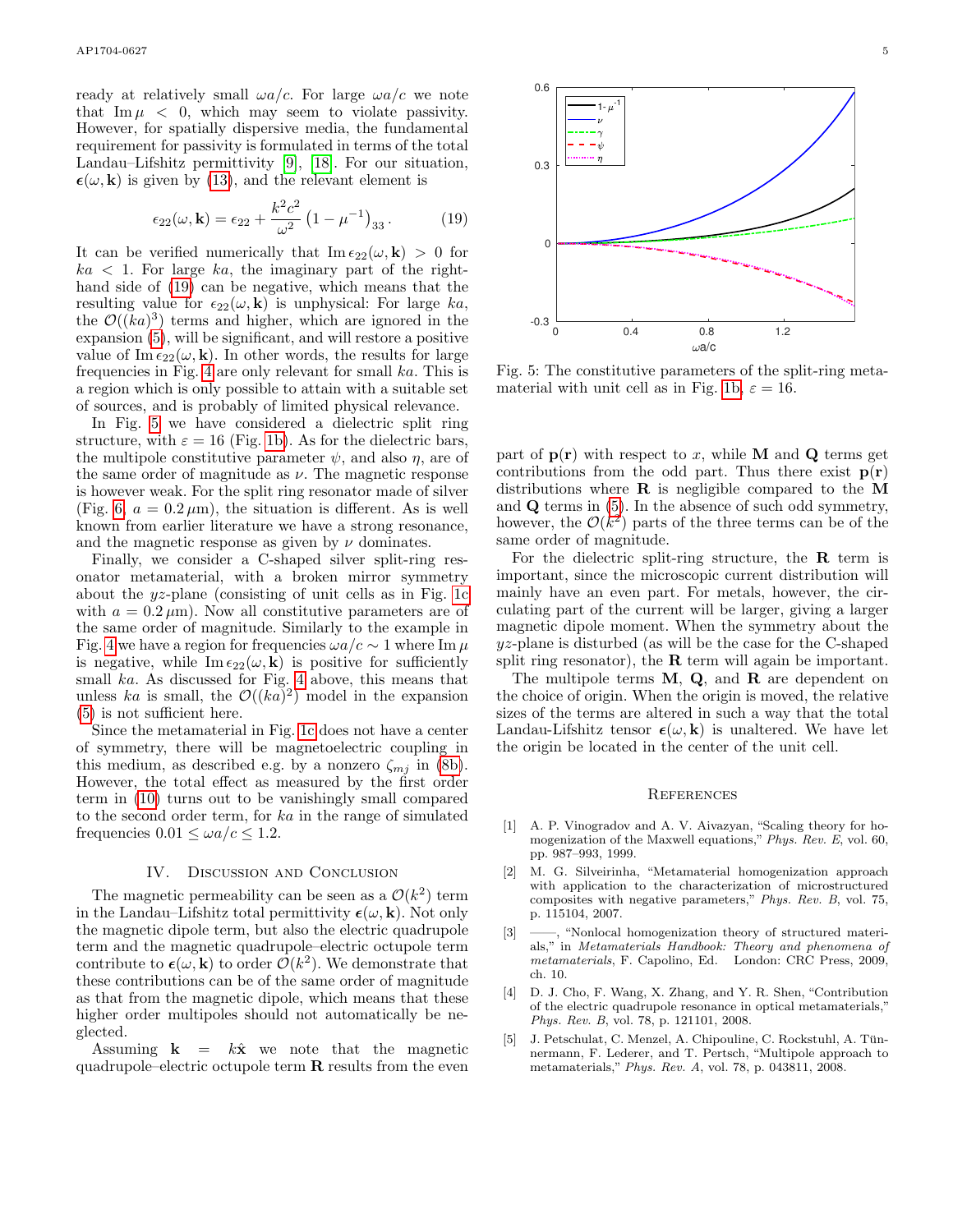ready at relatively small $\omega a/c$. For large $\omega a/c$ we note that $\operatorname{Im}\mu < 0$, which may seem to violate passivity. However, for spatially dispersive media, the fundamental requirement for passivity is formulated in terms of the total Landau–Lifshitz permittivity [9], [18]. For our situation, $\boldsymbol{\epsilon}(\omega, \mathbf{k})$ is given by (13), and the relevant element is

$$\epsilon_{22}(\omega, \mathbf{k}) = \epsilon_{22} + \frac{k^2c^2}{\omega^2}\left(1 - \mu^{-1}\right)_{33}. \tag{19}$$

It can be verified numerically that $\operatorname{Im}\epsilon_{22}(\omega, \mathbf{k}) > 0$ for $ka < 1$. For large $ka$, the imaginary part of the right-hand side of (19) can be negative, which means that the resulting value for $\epsilon_{22}(\omega, \mathbf{k})$ is unphysical: For large $ka$, the $\mathcal{O}((ka)^3)$ terms and higher, which are ignored in the expansion (5), will be significant, and will restore a positive value of $\operatorname{Im}\epsilon_{22}(\omega, \mathbf{k})$. In other words, the results for large frequencies in Fig. 4 are only relevant for small $ka$. This is a region which is only possible to attain with a suitable set of sources, and is probably of limited physical relevance.

In Fig. 5 we have considered a dielectric split ring structure, with $\varepsilon = 16$ (Fig. 1b). As for the dielectric bars, the multipole constitutive parameter $\psi$, and also $\eta$, are of the same order of magnitude as $\nu$. The magnetic response is however weak. For the split ring resonator made of silver (Fig. 6, $a = 0.2\,\mu$m), the situation is different. As is well known from earlier literature we have a strong resonance, and the magnetic response as given by $\nu$ dominates.

Finally, we consider a C-shaped silver split-ring resonator metamaterial, with a broken mirror symmetry about the $yz$-plane (consisting of unit cells as in Fig. 1c with $a = 0.2\,\mu$m). Now all constitutive parameters are of the same order of magnitude. Similarly to the example in Fig. 4 we have a region for frequencies $\omega a/c \sim 1$ where $\operatorname{Im}\mu$ is negative, while $\operatorname{Im}\epsilon_{22}(\omega, \mathbf{k})$ is positive for sufficiently small $ka$. As discussed for Fig. 4 above, this means that unless $ka$ is small, the $\mathcal{O}((ka)^2)$ model in the expansion (5) is not sufficient here.

Since the metamaterial in Fig. 1c does not have a center of symmetry, there will be magnetoelectric coupling in this medium, as described e.g. by a nonzero $\zeta_{mj}$ in (8b). However, the total effect as measured by the first order term in (10) turns out to be vanishingly small compared to the second order term, for $ka$ in the range of simulated frequencies $0.01 \leq \omega a/c \leq 1.2$.

## IV. Discussion and Conclusion

The magnetic permeability can be seen as a $\mathcal{O}(k^2)$ term in the Landau–Lifshitz total permittivity $\boldsymbol{\epsilon}(\omega, \mathbf{k})$. Not only the magnetic dipole term, but also the electric quadrupole term and the magnetic quadrupole–electric octupole term contribute to $\boldsymbol{\epsilon}(\omega, \mathbf{k})$ to order $\mathcal{O}(k^2)$. We demonstrate that these contributions can be of the same order of magnitude as that from the magnetic dipole, which means that these higher order multipoles should not automatically be neglected.

Assuming $\mathbf{k} = k\hat{\mathbf{x}}$ we note that the magnetic quadrupole–electric octupole term $\mathbf{R}$ results from the even part of $\mathbf{p}(\mathbf{r})$ with respect to $x$, while $\mathbf{M}$ and $\mathbf{Q}$ terms get contributions from the odd part. Thus there exist $\mathbf{p}(\mathbf{r})$ distributions where $\mathbf{R}$ is negligible compared to the $\mathbf{M}$ and $\mathbf{Q}$ terms in (5). In the absence of such odd symmetry, however, the $\mathcal{O}(k^2)$ parts of the three terms can be of the same order of magnitude.

For the dielectric split-ring structure, the $\mathbf{R}$ term is important, since the microscopic current distribution will mainly have an even part. For metals, however, the circulating part of the current will be larger, giving a larger magnetic dipole moment. When the symmetry about the $yz$-plane is disturbed (as will be the case for the C-shaped split ring resonator), the $\mathbf{R}$ term will again be important.

The multipole terms $\mathbf{M}$, $\mathbf{Q}$, and $\mathbf{R}$ are dependent on the choice of origin. When the origin is moved, the relative sizes of the terms are altered in such a way that the total Landau-Lifshitz tensor $\boldsymbol{\epsilon}(\omega, \mathbf{k})$ is unaltered. We have let the origin be located in the center of the unit cell.

Fig. 5: The constitutive parameters of the split-ring metamaterial with unit cell as in Fig. 1b, $\varepsilon = 16$.

## References

[1] A. P. Vinogradov and A. V. Aivazyan, "Scaling theory for homogenization of the Maxwell equations," *Phys. Rev. E*, vol. 60, pp. 987–993, 1999.

[2] M. G. Silveirinha, "Metamaterial homogenization approach with application to the characterization of microstructured composites with negative parameters," *Phys. Rev. B*, vol. 75, p. 115104, 2007.

[3] ——, "Nonlocal homogenization theory of structured materials," in *Metamaterials Handbook: Theory and phenomena of metamaterials*, F. Capolino, Ed. London: CRC Press, 2009, ch. 10.

[4] D. J. Cho, F. Wang, X. Zhang, and Y. R. Shen, "Contribution of the electric quadrupole resonance in optical metamaterials," *Phys. Rev. B*, vol. 78, p. 121101, 2008.

[5] J. Petschulat, C. Menzel, A. Chipouline, C. Rockstuhl, A. Tünnermann, F. Lederer, and T. Pertsch, "Multipole approach to metamaterials," *Phys. Rev. A*, vol. 78, p. 043811, 2008.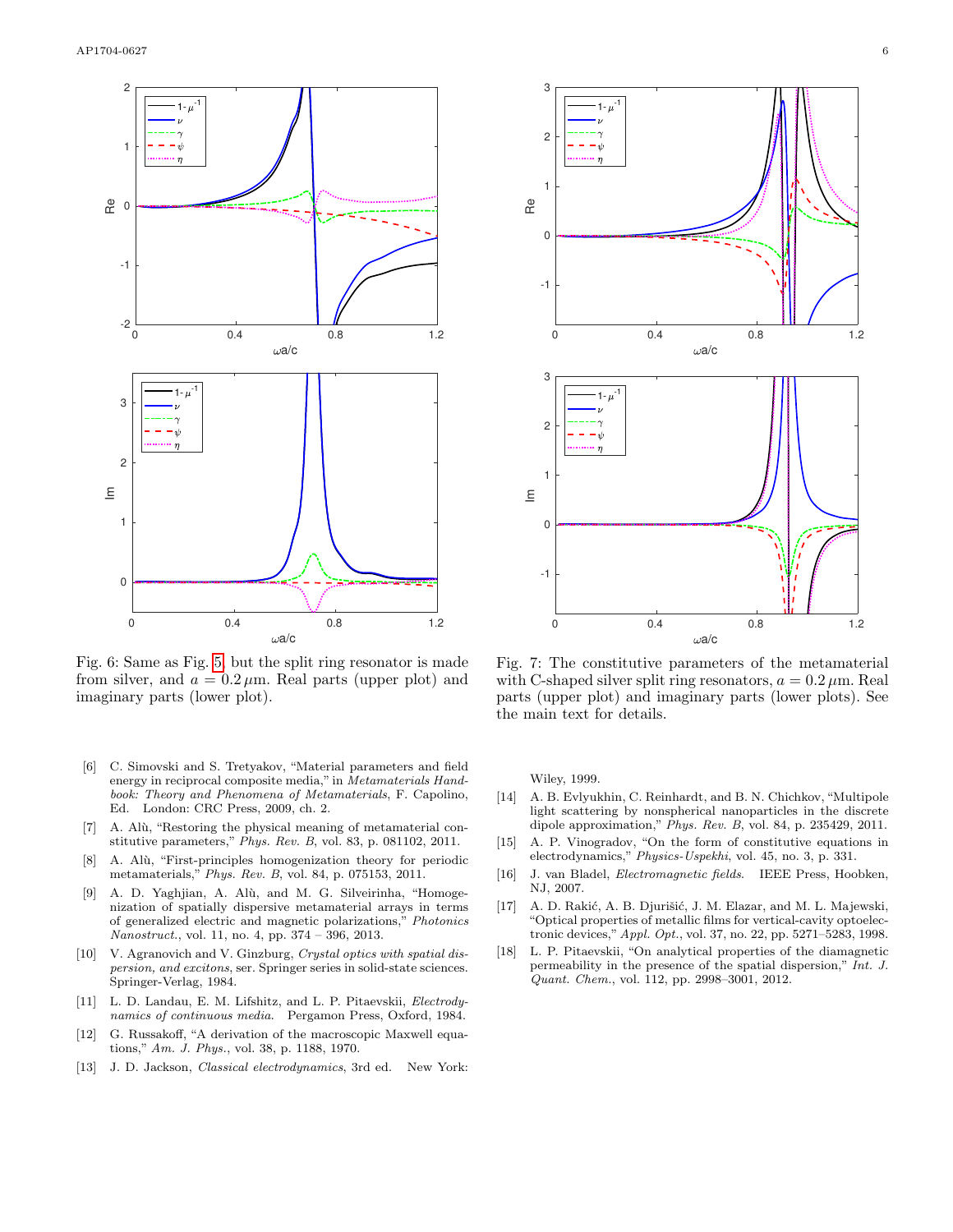Re

1-$\mu^{-1}$
$\nu$
$\gamma$
$\psi$
$\eta$

2
1
0
-1
-2
0
0.4
0.8
1.2
$\omega a/c$

Im

1-$\mu^{-1}$
$\nu$
$\gamma$
$\psi$
$\eta$

3
2
1
0
0
0.4
0.8
1.2
$\omega a/c$

Fig. 6: Same as Fig. 5, but the split ring resonator is made from silver, and $a = 0.2\,\mu$m. Real parts (upper plot) and imaginary parts (lower plot).

Re

1-$\mu^{-1}$
$\nu$
$\gamma$
$\psi$
$\eta$

3
2
1
0
-1
0
0.4
0.8
1.2
$\omega a/c$

Im

1-$\mu^{-1}$
$\nu$
$\gamma$
$\psi$
$\eta$

3
2
1
0
-1
0
0.4
0.8
1.2
$\omega a/c$

Fig. 7: The constitutive parameters of the metamaterial with C-shaped silver split ring resonators, $a = 0.2\,\mu$m. Real parts (upper plot) and imaginary parts (lower plots). See the main text for details.

[6] C. Simovski and S. Tretyakov, "Material parameters and field energy in reciprocal composite media," in *Metamaterials Handbook: Theory and Phenomena of Metamaterials*, F. Capolino, Ed. London: CRC Press, 2009, ch. 2.

[7] A. Alù, "Restoring the physical meaning of metamaterial constitutive parameters," *Phys. Rev. B*, vol. 83, p. 081102, 2011.

[8] A. Alù, "First-principles homogenization theory for periodic metamaterials," *Phys. Rev. B*, vol. 84, p. 075153, 2011.

[9] A. D. Yaghjian, A. Alù, and M. G. Silveirinha, "Homogenization of spatially dispersive metamaterial arrays in terms of generalized electric and magnetic polarizations," *Photonics Nanostruct.*, vol. 11, no. 4, pp. 374 – 396, 2013.

[10] V. Agranovich and V. Ginzburg, *Crystal optics with spatial dispersion, and excitons*, ser. Springer series in solid-state sciences. Springer-Verlag, 1984.

[11] L. D. Landau, E. M. Lifshitz, and L. P. Pitaevskii, *Electrodynamics of continuous media*. Pergamon Press, Oxford, 1984.

[12] G. Russakoff, "A derivation of the macroscopic Maxwell equations," *Am. J. Phys.*, vol. 38, p. 1188, 1970.

[13] J. D. Jackson, *Classical electrodynamics*, 3rd ed. New York: Wiley, 1999.

[14] A. B. Evlyukhin, C. Reinhardt, and B. N. Chichkov, "Multipole light scattering by nonspherical nanoparticles in the discrete dipole approximation," *Phys. Rev. B*, vol. 84, p. 235429, 2011.

[15] A. P. Vinogradov, "On the form of constitutive equations in electrodynamics," *Physics-Uspekhi*, vol. 45, no. 3, p. 331.

[16] J. van Bladel, *Electromagnetic fields*. IEEE Press, Hoobken, NJ, 2007.

[17] A. D. Rakić, A. B. Djurišić, J. M. Elazar, and M. L. Majewski, "Optical properties of metallic films for vertical-cavity optoelectronic devices," *Appl. Opt.*, vol. 37, no. 22, pp. 5271–5283, 1998.

[18] L. P. Pitaevskii, "On analytical properties of the diamagnetic permeability in the presence of the spatial dispersion," *Int. J. Quant. Chem.*, vol. 112, pp. 2998–3001, 2012.